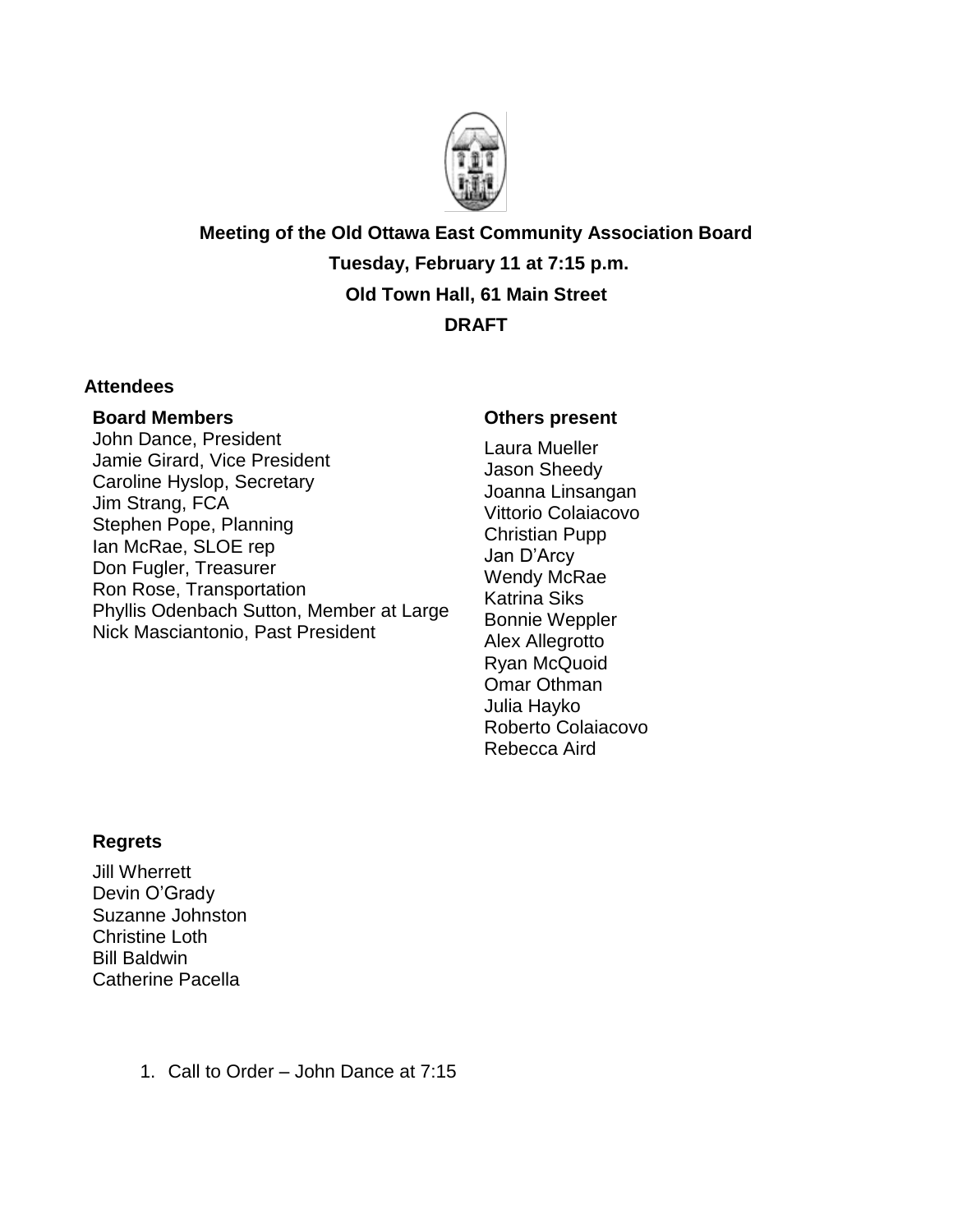**Meeting of the Old Ottawa East Community Association Board**

**Tuesday, February 11 at 7:15 p.m.**

**Old Town Hall, 61 Main Street**

**DRAFT**

**Attendees**

**Board Members**

John Dance, President
Jamie Girard, Vice President
Caroline Hyslop, Secretary
Jim Strang, FCA
Stephen Pope, Planning
Ian McRae, SLOE rep
Don Fugler, Treasurer
Ron Rose, Transportation
Phyllis Odenbach Sutton, Member at Large
Nick Masciantonio, Past President

**Others present**

Laura Mueller
Jason Sheedy
Joanna Linsangan
Vittorio Colaiacovo
Christian Pupp
Jan D'Arcy
Wendy McRae
Katrina Siks
Bonnie Weppler
Alex Allegrotto
Ryan McQuoid
Omar Othman
Julia Hayko
Roberto Colaiacovo
Rebecca Aird

**Regrets**

Jill Wherrett
Devin O'Grady
Suzanne Johnston
Christine Loth
Bill Baldwin
Catherine Pacella

1. Call to Order – John Dance at 7:15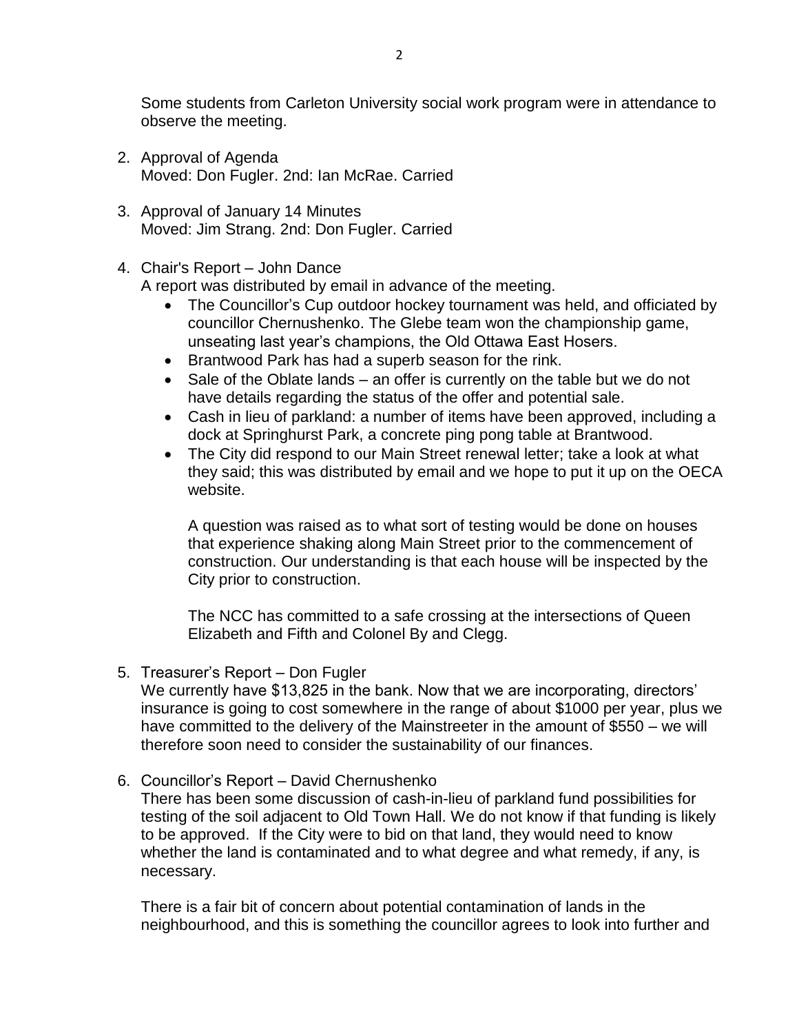Some students from Carleton University social work program were in attendance to observe the meeting.

2. Approval of Agenda
   Moved: Don Fugler. 2nd: Ian McRae. Carried

3. Approval of January 14 Minutes
   Moved: Jim Strang. 2nd: Don Fugler. Carried

4. Chair's Report – John Dance
   A report was distributed by email in advance of the meeting.
   - The Councillor's Cup outdoor hockey tournament was held, and officiated by councillor Chernushenko. The Glebe team won the championship game, unseating last year's champions, the Old Ottawa East Hosers.
   - Brantwood Park has had a superb season for the rink.
   - Sale of the Oblate lands – an offer is currently on the table but we do not have details regarding the status of the offer and potential sale.
   - Cash in lieu of parkland: a number of items have been approved, including a dock at Springhurst Park, a concrete ping pong table at Brantwood.
   - The City did respond to our Main Street renewal letter; take a look at what they said; this was distributed by email and we hope to put it up on the OECA website.

   A question was raised as to what sort of testing would be done on houses that experience shaking along Main Street prior to the commencement of construction. Our understanding is that each house will be inspected by the City prior to construction.

   The NCC has committed to a safe crossing at the intersections of Queen Elizabeth and Fifth and Colonel By and Clegg.

5. Treasurer's Report – Don Fugler
   We currently have $13,825 in the bank. Now that we are incorporating, directors' insurance is going to cost somewhere in the range of about $1000 per year, plus we have committed to the delivery of the Mainstreeter in the amount of $550 – we will therefore soon need to consider the sustainability of our finances.

6. Councillor's Report – David Chernushenko
   There has been some discussion of cash-in-lieu of parkland fund possibilities for testing of the soil adjacent to Old Town Hall. We do not know if that funding is likely to be approved. If the City were to bid on that land, they would need to know whether the land is contaminated and to what degree and what remedy, if any, is necessary.

   There is a fair bit of concern about potential contamination of lands in the neighbourhood, and this is something the councillor agrees to look into further and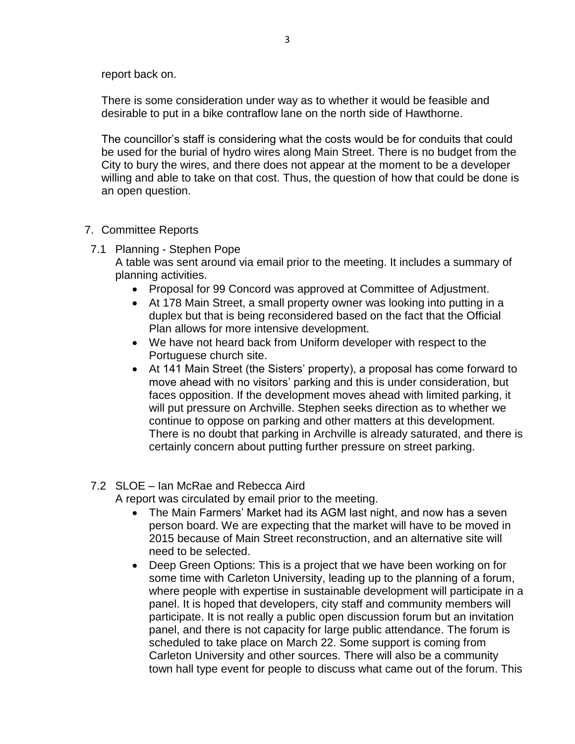report back on.

There is some consideration under way as to whether it would be feasible and desirable to put in a bike contraflow lane on the north side of Hawthorne.

The councillor's staff is considering what the costs would be for conduits that could be used for the burial of hydro wires along Main Street. There is no budget from the City to bury the wires, and there does not appear at the moment to be a developer willing and able to take on that cost. Thus, the question of how that could be done is an open question.

7. Committee Reports

7.1 Planning - Stephen Pope

A table was sent around via email prior to the meeting. It includes a summary of planning activities.

- Proposal for 99 Concord was approved at Committee of Adjustment.
- At 178 Main Street, a small property owner was looking into putting in a duplex but that is being reconsidered based on the fact that the Official Plan allows for more intensive development.
- We have not heard back from Uniform developer with respect to the Portuguese church site.
- At 141 Main Street (the Sisters' property), a proposal has come forward to move ahead with no visitors' parking and this is under consideration, but faces opposition. If the development moves ahead with limited parking, it will put pressure on Archville. Stephen seeks direction as to whether we continue to oppose on parking and other matters at this development. There is no doubt that parking in Archville is already saturated, and there is certainly concern about putting further pressure on street parking.

7.2 SLOE – Ian McRae and Rebecca Aird

A report was circulated by email prior to the meeting.

- The Main Farmers' Market had its AGM last night, and now has a seven person board. We are expecting that the market will have to be moved in 2015 because of Main Street reconstruction, and an alternative site will need to be selected.
- Deep Green Options: This is a project that we have been working on for some time with Carleton University, leading up to the planning of a forum, where people with expertise in sustainable development will participate in a panel. It is hoped that developers, city staff and community members will participate. It is not really a public open discussion forum but an invitation panel, and there is not capacity for large public attendance. The forum is scheduled to take place on March 22. Some support is coming from Carleton University and other sources. There will also be a community town hall type event for people to discuss what came out of the forum. This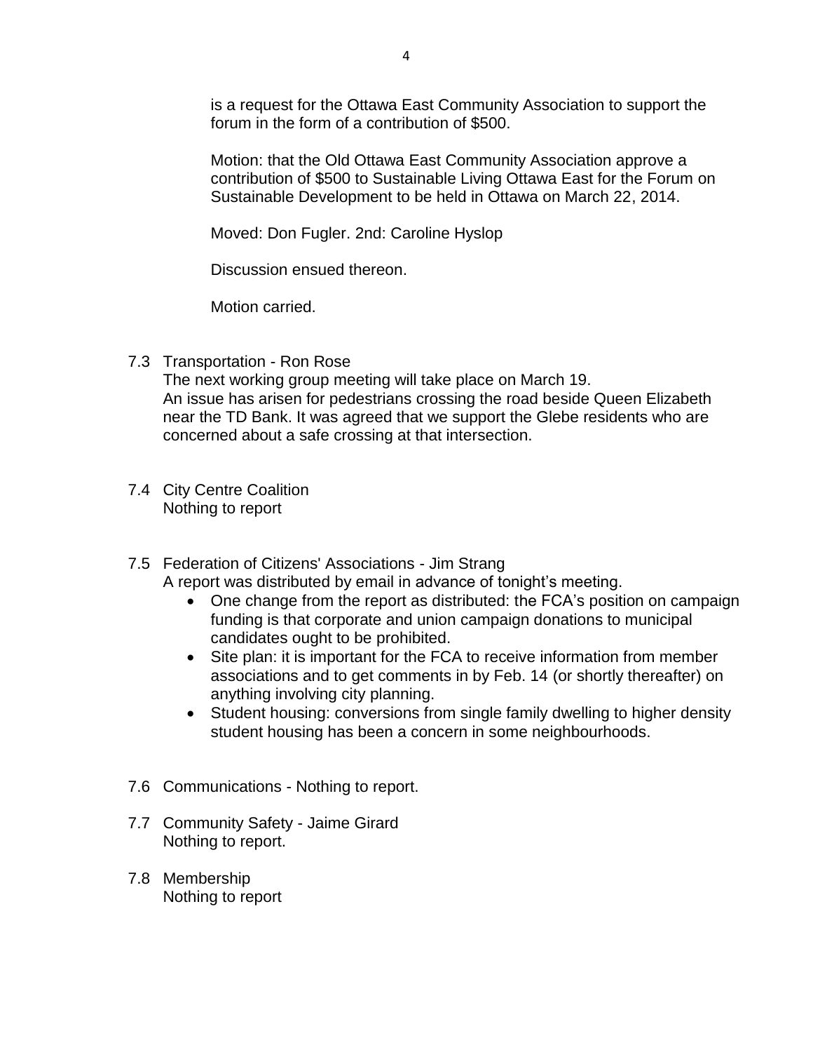is a request for the Ottawa East Community Association to support the forum in the form of a contribution of $500.

Motion: that the Old Ottawa East Community Association approve a contribution of $500 to Sustainable Living Ottawa East for the Forum on Sustainable Development to be held in Ottawa on March 22, 2014.

Moved: Don Fugler. 2nd: Caroline Hyslop

Discussion ensued thereon.

Motion carried.

7.3 Transportation - Ron Rose
The next working group meeting will take place on March 19.
An issue has arisen for pedestrians crossing the road beside Queen Elizabeth near the TD Bank. It was agreed that we support the Glebe residents who are concerned about a safe crossing at that intersection.

7.4 City Centre Coalition
Nothing to report

7.5 Federation of Citizens' Associations - Jim Strang
A report was distributed by email in advance of tonight's meeting.

- One change from the report as distributed: the FCA's position on campaign funding is that corporate and union campaign donations to municipal candidates ought to be prohibited.
- Site plan: it is important for the FCA to receive information from member associations and to get comments in by Feb. 14 (or shortly thereafter) on anything involving city planning.
- Student housing: conversions from single family dwelling to higher density student housing has been a concern in some neighbourhoods.

7.6 Communications - Nothing to report.

7.7 Community Safety - Jaime Girard
Nothing to report.

7.8 Membership
Nothing to report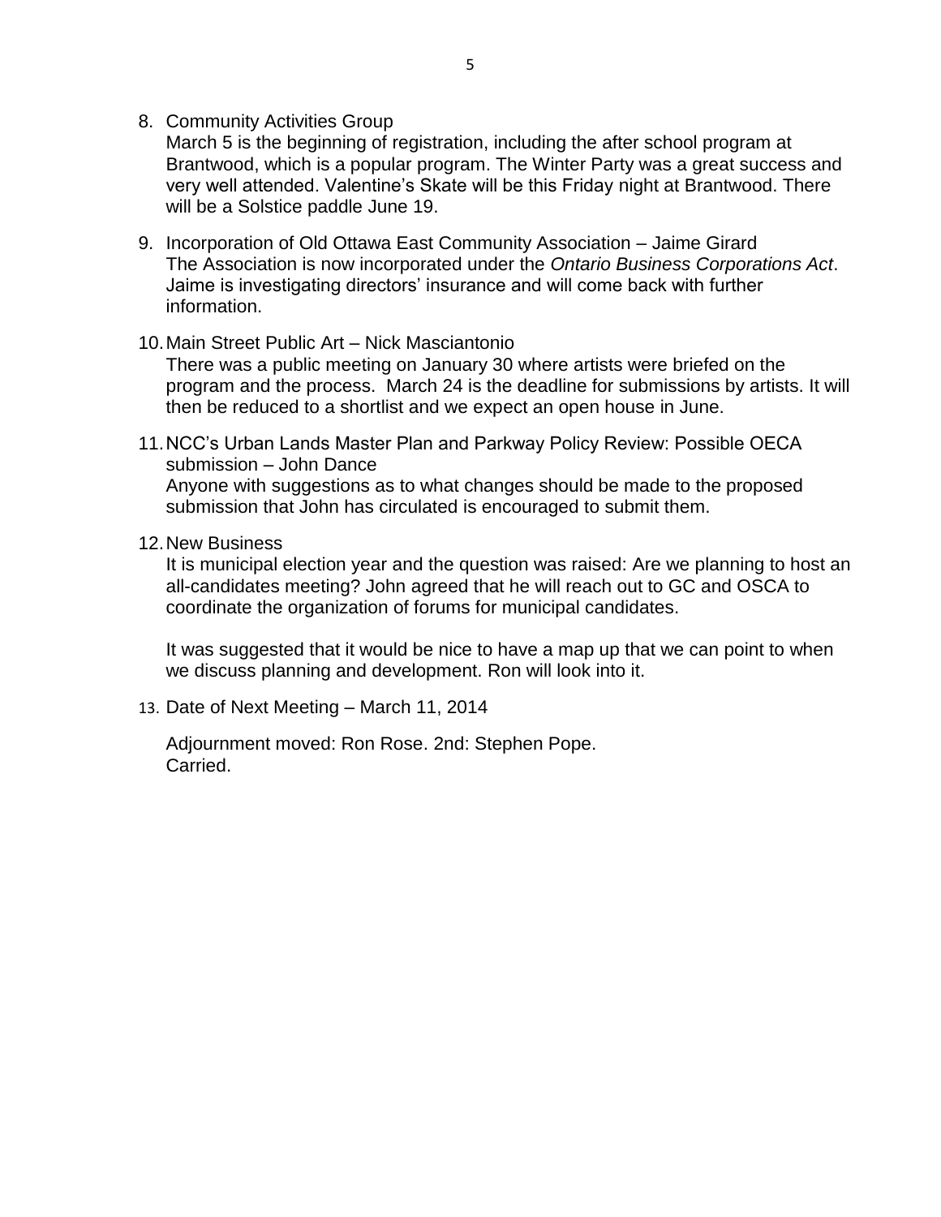8. Community Activities Group
   March 5 is the beginning of registration, including the after school program at Brantwood, which is a popular program. The Winter Party was a great success and very well attended. Valentine's Skate will be this Friday night at Brantwood. There will be a Solstice paddle June 19.

9. Incorporation of Old Ottawa East Community Association – Jaime Girard
   The Association is now incorporated under the *Ontario Business Corporations Act*. Jaime is investigating directors' insurance and will come back with further information.

10. Main Street Public Art – Nick Masciantonio
    There was a public meeting on January 30 where artists were briefed on the program and the process. March 24 is the deadline for submissions by artists. It will then be reduced to a shortlist and we expect an open house in June.

11. NCC's Urban Lands Master Plan and Parkway Policy Review: Possible OECA submission – John Dance
    Anyone with suggestions as to what changes should be made to the proposed submission that John has circulated is encouraged to submit them.

12. New Business
    It is municipal election year and the question was raised: Are we planning to host an all-candidates meeting? John agreed that he will reach out to GC and OSCA to coordinate the organization of forums for municipal candidates.

    It was suggested that it would be nice to have a map up that we can point to when we discuss planning and development. Ron will look into it.

13. Date of Next Meeting – March 11, 2014

    Adjournment moved: Ron Rose. 2nd: Stephen Pope.
    Carried.